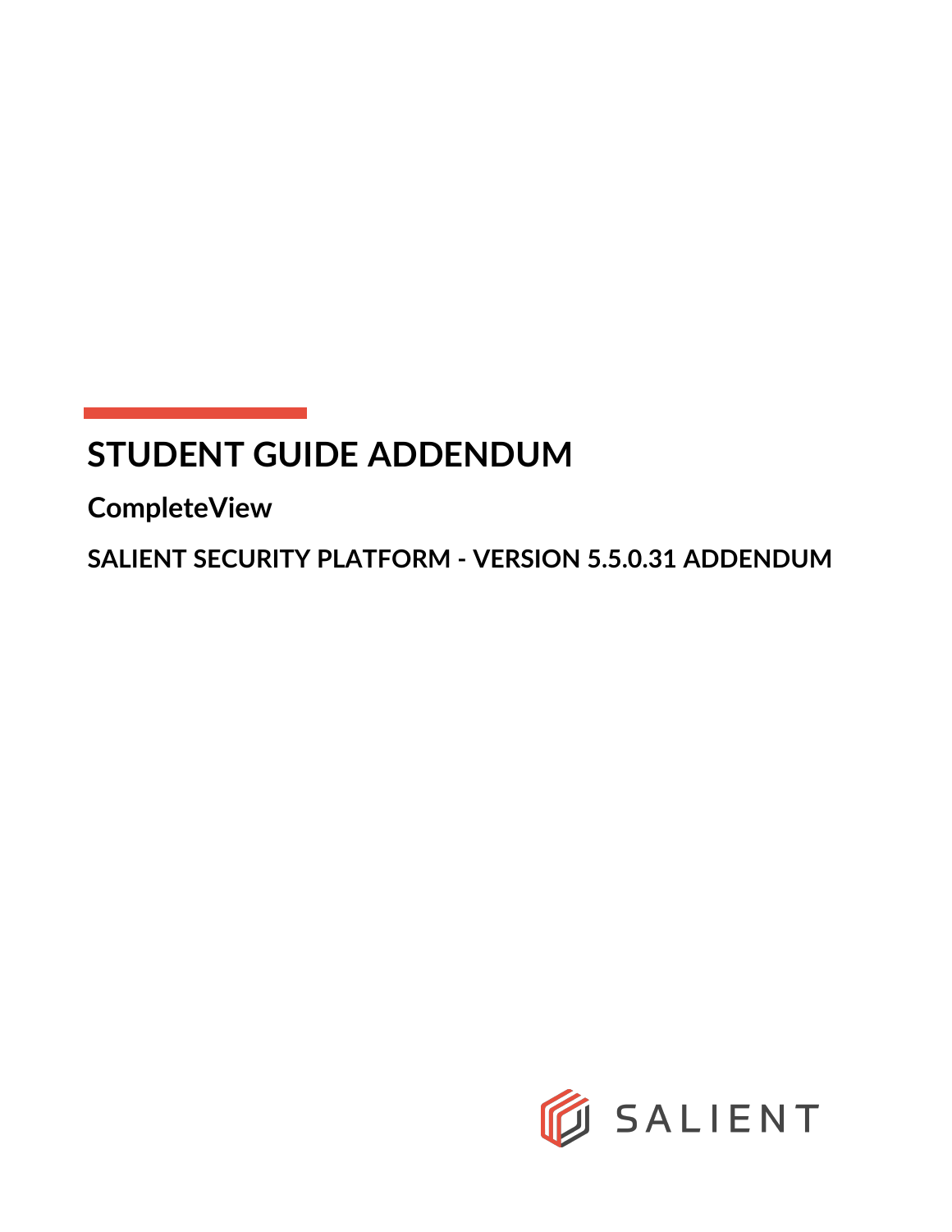# STUDENT GUIDE ADDENDUM

## CompleteView

### SALIENT SECURITY PLATFORM - VERSION 5.5.0.31 ADDENDUM

SALIENT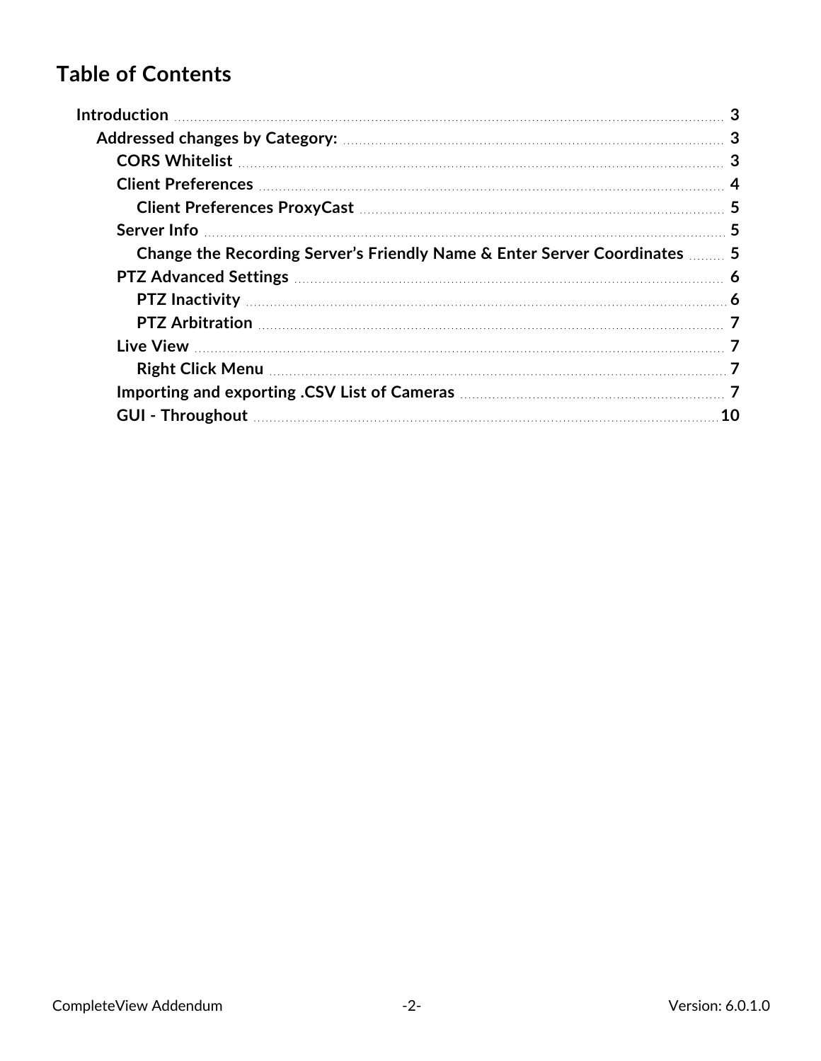# Table of Contents

- **Introduction** 3
  - **Addressed changes by Category:** 3
    - **CORS Whitelist** 3
    - **Client Preferences** 4
      - **Client Preferences ProxyCast** 5
    - **Server Info** 5
      - **Change the Recording Server's Friendly Name & Enter Server Coordinates** 5
    - **PTZ Advanced Settings** 6
      - **PTZ Inactivity** 6
      - **PTZ Arbitration** 7
    - **Live View** 7
      - **Right Click Menu** 7
    - **Importing and exporting .CSV List of Cameras** 7
    - **GUI - Throughout** 10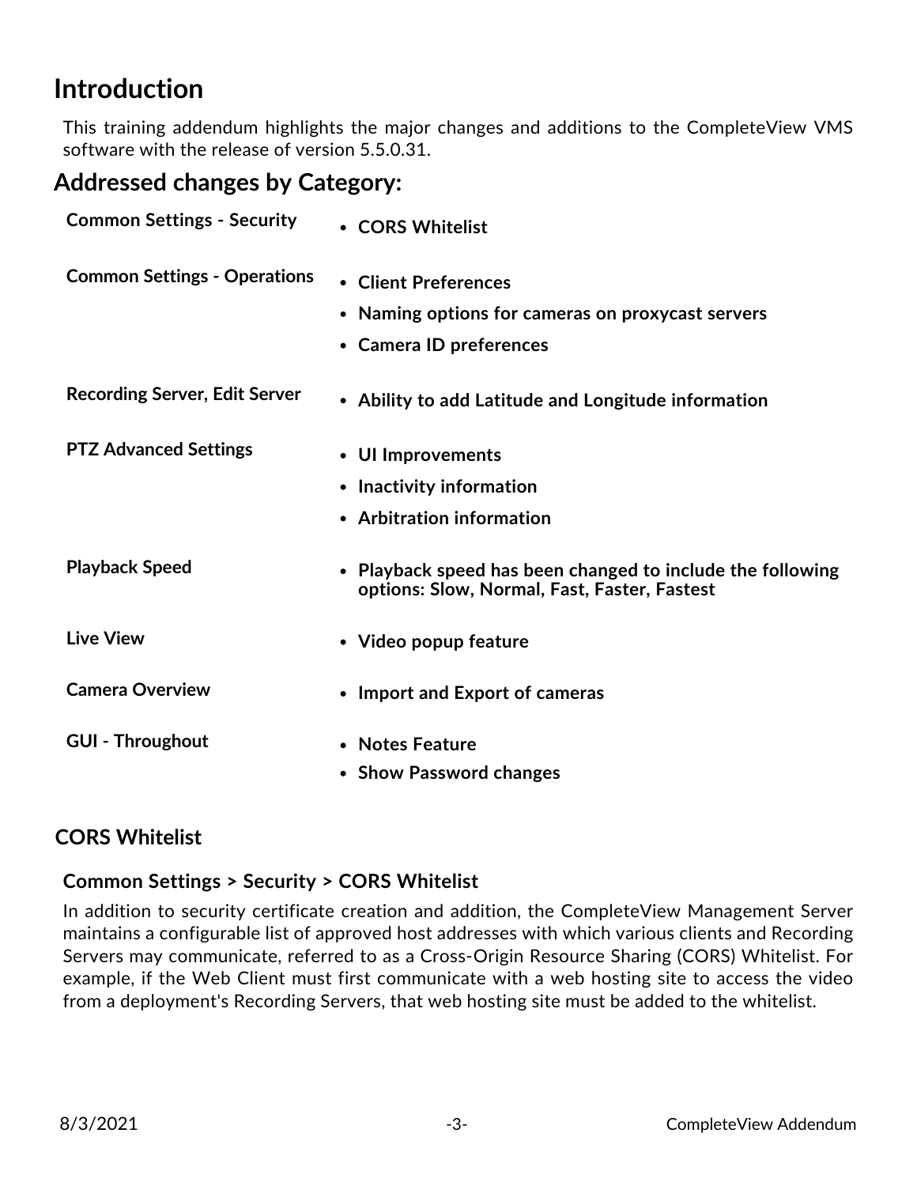# Introduction

This training addendum highlights the major changes and additions to the CompleteView VMS software with the release of version 5.5.0.31.

## Addressed changes by Category:

| Category | Changes |
| --- | --- |
| **Common Settings - Security** | • **CORS Whitelist** |
| **Common Settings - Operations** | • **Client Preferences**<br>• **Naming options for cameras on proxycast servers**<br>• **Camera ID preferences** |
| **Recording Server, Edit Server** | • **Ability to add Latitude and Longitude information** |
| **PTZ Advanced Settings** | • **UI Improvements**<br>• **Inactivity information**<br>• **Arbitration information** |
| **Playback Speed** | • **Playback speed has been changed to include the following options: Slow, Normal, Fast, Faster, Fastest** |
| **Live View** | • **Video popup feature** |
| **Camera Overview** | • **Import and Export of cameras** |
| **GUI - Throughout** | • **Notes Feature**<br>• **Show Password changes** |

## CORS Whitelist

### Common Settings > Security > CORS Whitelist

In addition to security certificate creation and addition, the CompleteView Management Server maintains a configurable list of approved host addresses with which various clients and Recording Servers may communicate, referred to as a Cross-Origin Resource Sharing (CORS) Whitelist. For example, if the Web Client must first communicate with a web hosting site to access the video from a deployment's Recording Servers, that web hosting site must be added to the whitelist.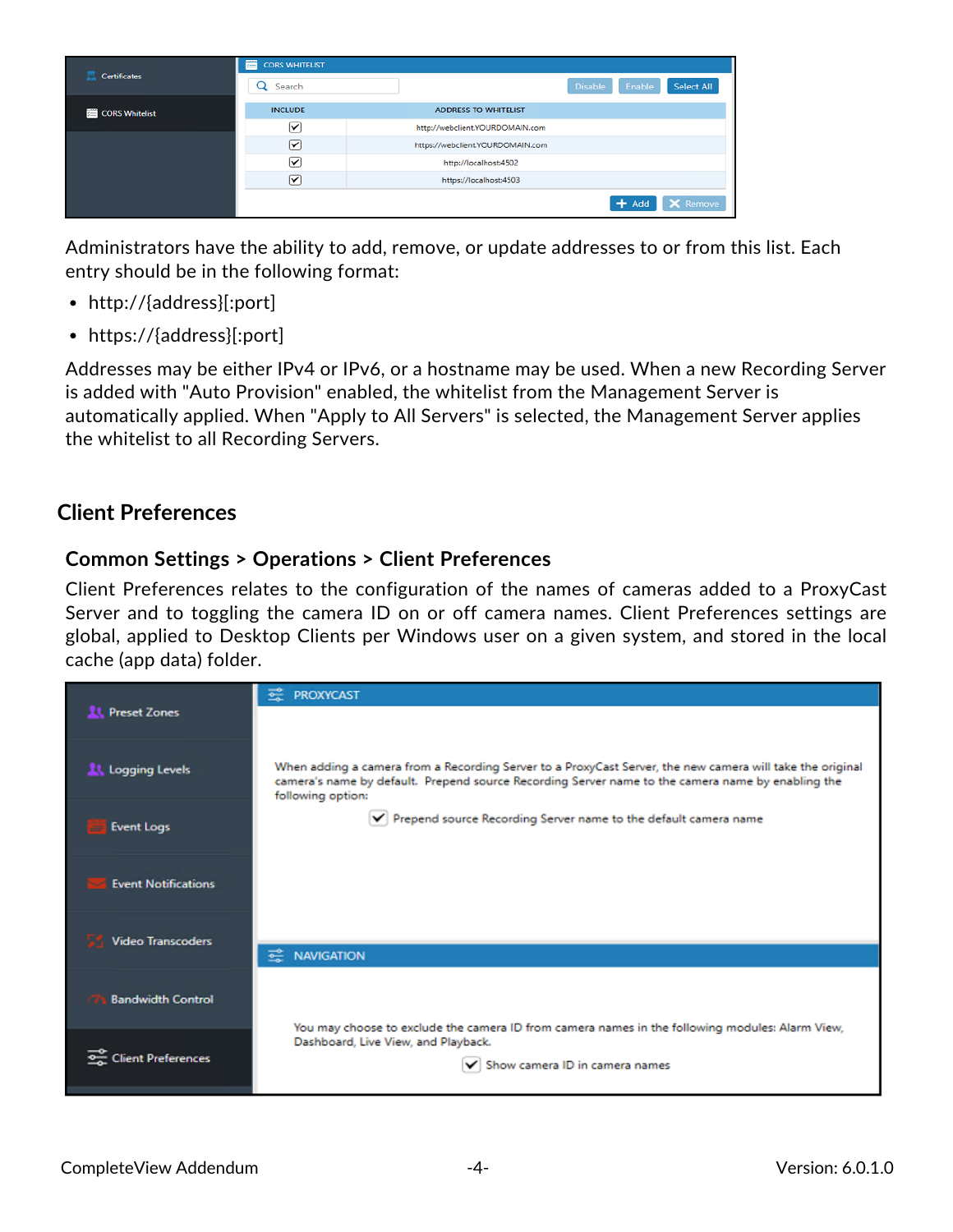Administrators have the ability to add, remove, or update addresses to or from this list. Each entry should be in the following format:

- http://{address}[:port]
- https://{address}[:port]

Addresses may be either IPv4 or IPv6, or a hostname may be used. When a new Recording Server is added with "Auto Provision" enabled, the whitelist from the Management Server is automatically applied. When "Apply to All Servers" is selected, the Management Server applies the whitelist to all Recording Servers.

## Client Preferences

### Common Settings > Operations > Client Preferences

Client Preferences relates to the configuration of the names of cameras added to a ProxyCast Server and to toggling the camera ID on or off camera names. Client Preferences settings are global, applied to Desktop Clients per Windows user on a given system, and stored in the local cache (app data) folder.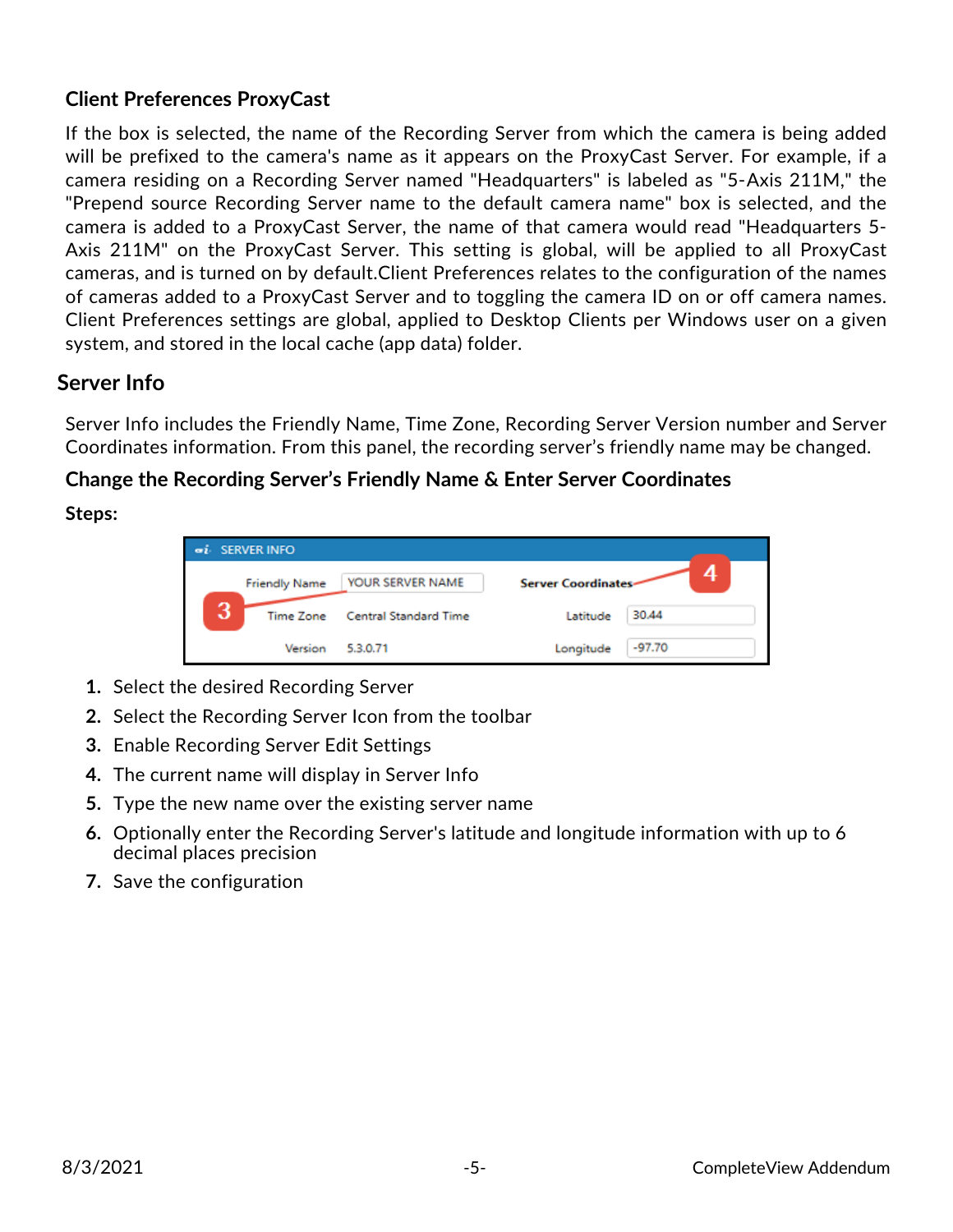### Client Preferences ProxyCast

If the box is selected, the name of the Recording Server from which the camera is being added will be prefixed to the camera's name as it appears on the ProxyCast Server. For example, if a camera residing on a Recording Server named "Headquarters" is labeled as "5-Axis 211M," the "Prepend source Recording Server name to the default camera name" box is selected, and the camera is added to a ProxyCast Server, the name of that camera would read "Headquarters 5-Axis 211M" on the ProxyCast Server. This setting is global, will be applied to all ProxyCast cameras, and is turned on by default.Client Preferences relates to the configuration of the names of cameras added to a ProxyCast Server and to toggling the camera ID on or off camera names. Client Preferences settings are global, applied to Desktop Clients per Windows user on a given system, and stored in the local cache (app data) folder.

## Server Info

Server Info includes the Friendly Name, Time Zone, Recording Server Version number and Server Coordinates information. From this panel, the recording server's friendly name may be changed.

### Change the Recording Server's Friendly Name & Enter Server Coordinates

**Steps:**

1. Select the desired Recording Server
2. Select the Recording Server Icon from the toolbar
3. Enable Recording Server Edit Settings
4. The current name will display in Server Info
5. Type the new name over the existing server name
6. Optionally enter the Recording Server's latitude and longitude information with up to 6 decimal places precision
7. Save the configuration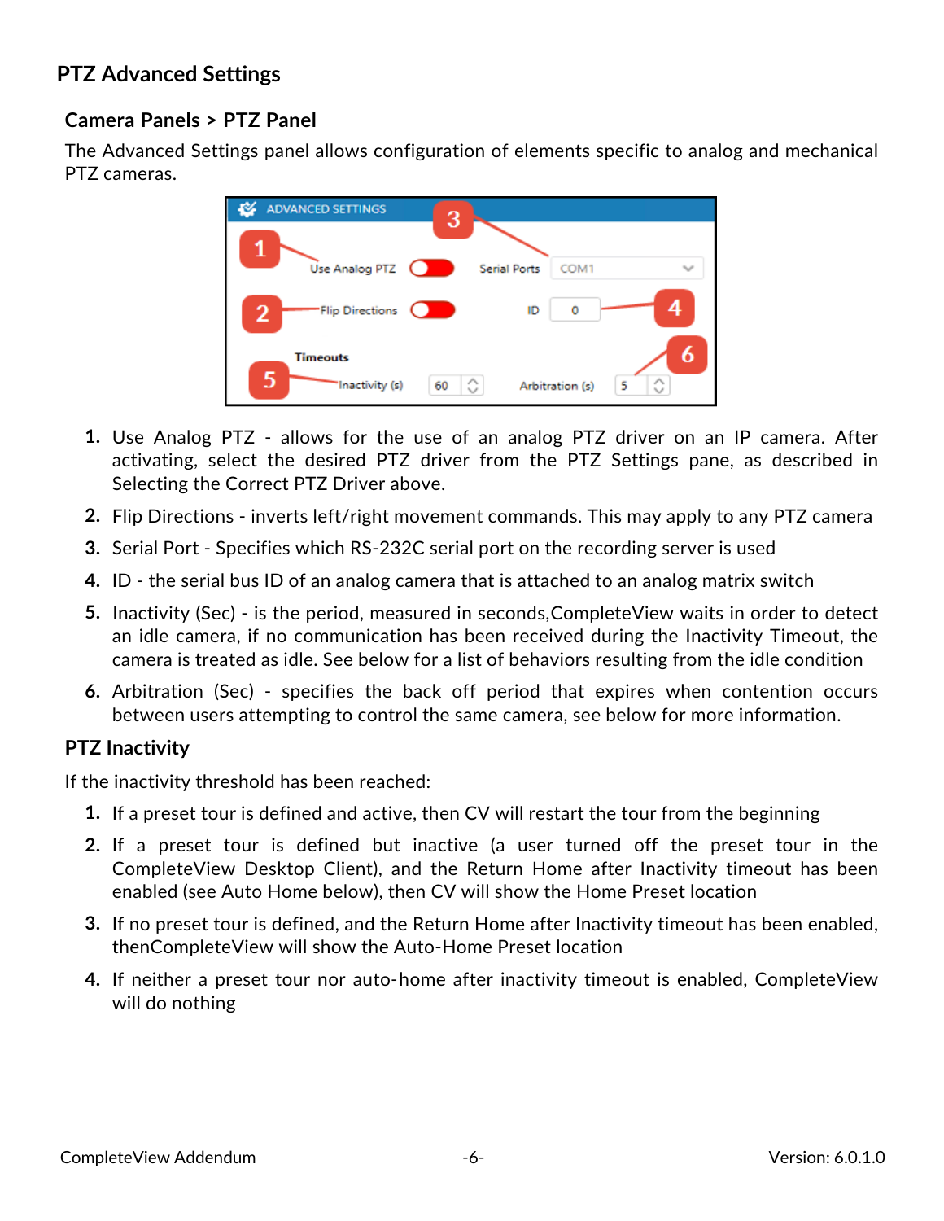## PTZ Advanced Settings

### Camera Panels > PTZ Panel

The Advanced Settings panel allows configuration of elements specific to analog and mechanical PTZ cameras.

1. Use Analog PTZ - allows for the use of an analog PTZ driver on an IP camera. After activating, select the desired PTZ driver from the PTZ Settings pane, as described in Selecting the Correct PTZ Driver above.
2. Flip Directions - inverts left/right movement commands. This may apply to any PTZ camera
3. Serial Port - Specifies which RS-232C serial port on the recording server is used
4. ID - the serial bus ID of an analog camera that is attached to an analog matrix switch
5. Inactivity (Sec) - is the period, measured in seconds,CompleteView waits in order to detect an idle camera, if no communication has been received during the Inactivity Timeout, the camera is treated as idle. See below for a list of behaviors resulting from the idle condition
6. Arbitration (Sec) - specifies the back off period that expires when contention occurs between users attempting to control the same camera, see below for more information.

### PTZ Inactivity

If the inactivity threshold has been reached:

1. If a preset tour is defined and active, then CV will restart the tour from the beginning
2. If a preset tour is defined but inactive (a user turned off the preset tour in the CompleteView Desktop Client), and the Return Home after Inactivity timeout has been enabled (see Auto Home below), then CV will show the Home Preset location
3. If no preset tour is defined, and the Return Home after Inactivity timeout has been enabled, thenCompleteView will show the Auto-Home Preset location
4. If neither a preset tour nor auto-home after inactivity timeout is enabled, CompleteView will do nothing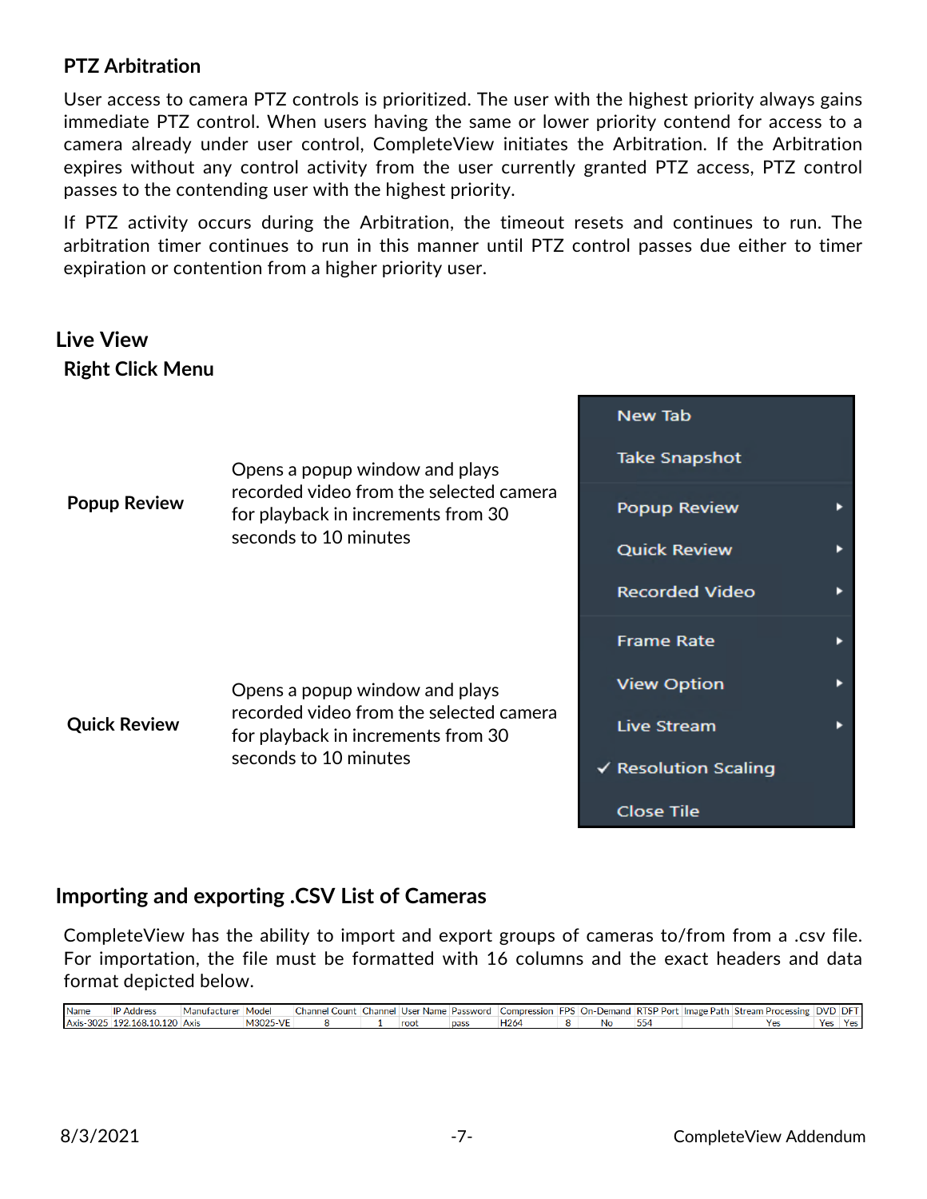### PTZ Arbitration

User access to camera PTZ controls is prioritized. The user with the highest priority always gains immediate PTZ control. When users having the same or lower priority contend for access to a camera already under user control, CompleteView initiates the Arbitration. If the Arbitration expires without any control activity from the user currently granted PTZ access, PTZ control passes to the contending user with the highest priority.

If PTZ activity occurs during the Arbitration, the timeout resets and continues to run. The arbitration timer continues to run in this manner until PTZ control passes due either to timer expiration or contention from a higher priority user.

## Live View

### Right Click Menu

| | |
|---|---|
| **Popup Review** | Opens a popup window and plays recorded video from the selected camera for playback in increments from 30 seconds to 10 minutes |
| **Quick Review** | Opens a popup window and plays recorded video from the selected camera for playback in increments from 30 seconds to 10 minutes |

- New Tab
- Take Snapshot
- Popup Review ▸
- Quick Review ▸
- Recorded Video ▸
- Frame Rate ▸
- View Option ▸
- Live Stream ▸
- ✓ Resolution Scaling
- Close Tile

## Importing and exporting .CSV List of Cameras

CompleteView has the ability to import and export groups of cameras to/from from a .csv file. For importation, the file must be formatted with 16 columns and the exact headers and data format depicted below.

| Name | IP Address | Manufacturer | Model | Channel Count | Channel | User Name | Password | Compression | FPS | On-Demand | RTSP Port | Image Path | Stream Processing | DVD | DFT |
|---|---|---|---|---|---|---|---|---|---|---|---|---|---|---|---|
| Axis-3025 | 192.168.10.120 | Axis | M3025-VE | 8 | 1 | root | pass | H264 | 8 | No | 554 | | Yes | Yes | Yes |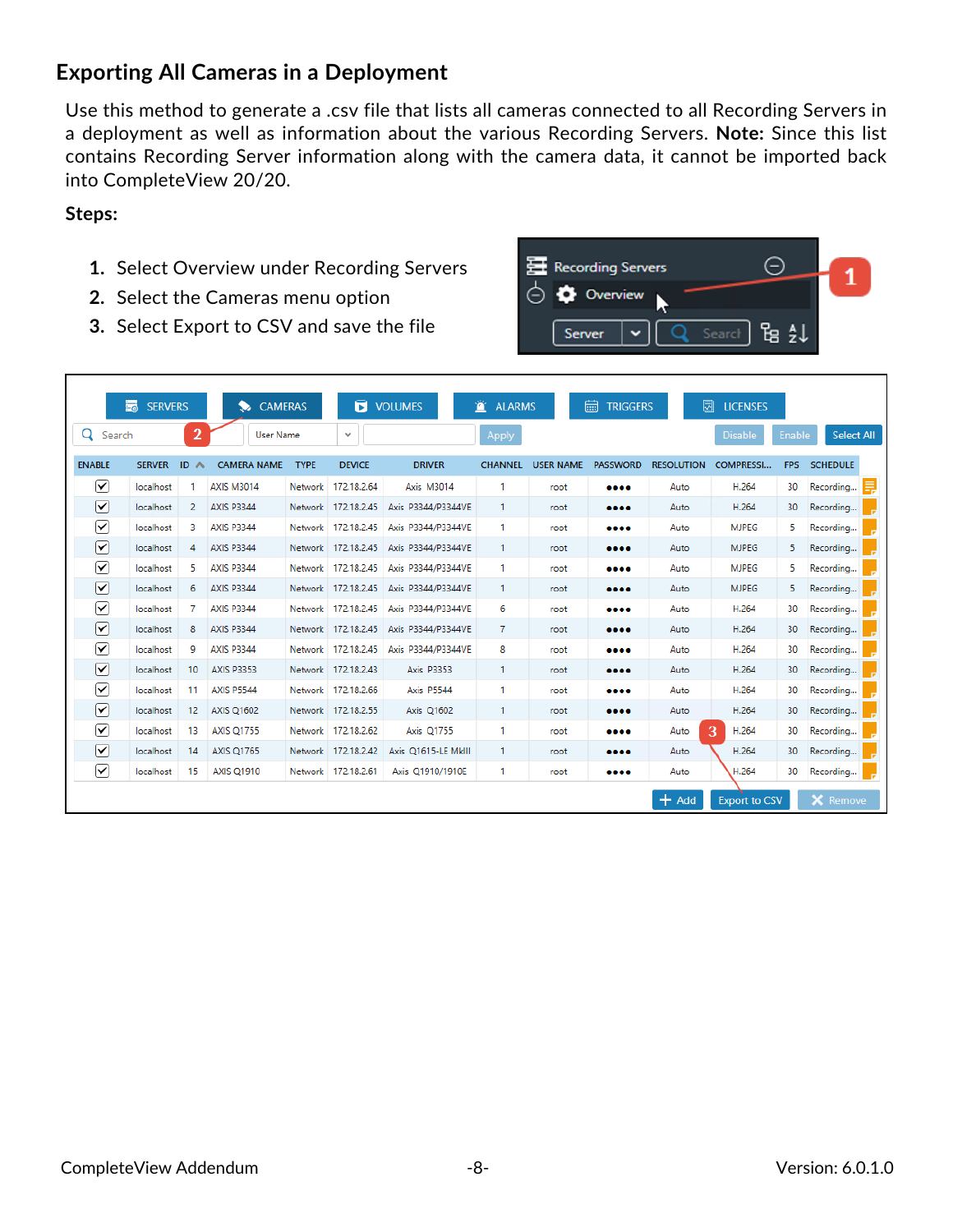## Exporting All Cameras in a Deployment

Use this method to generate a .csv file that lists all cameras connected to all Recording Servers in a deployment as well as information about the various Recording Servers. **Note:** Since this list contains Recording Server information along with the camera data, it cannot be imported back into CompleteView 20/20.

**Steps:**

1. Select Overview under Recording Servers
2. Select the Cameras menu option
3. Select Export to CSV and save the file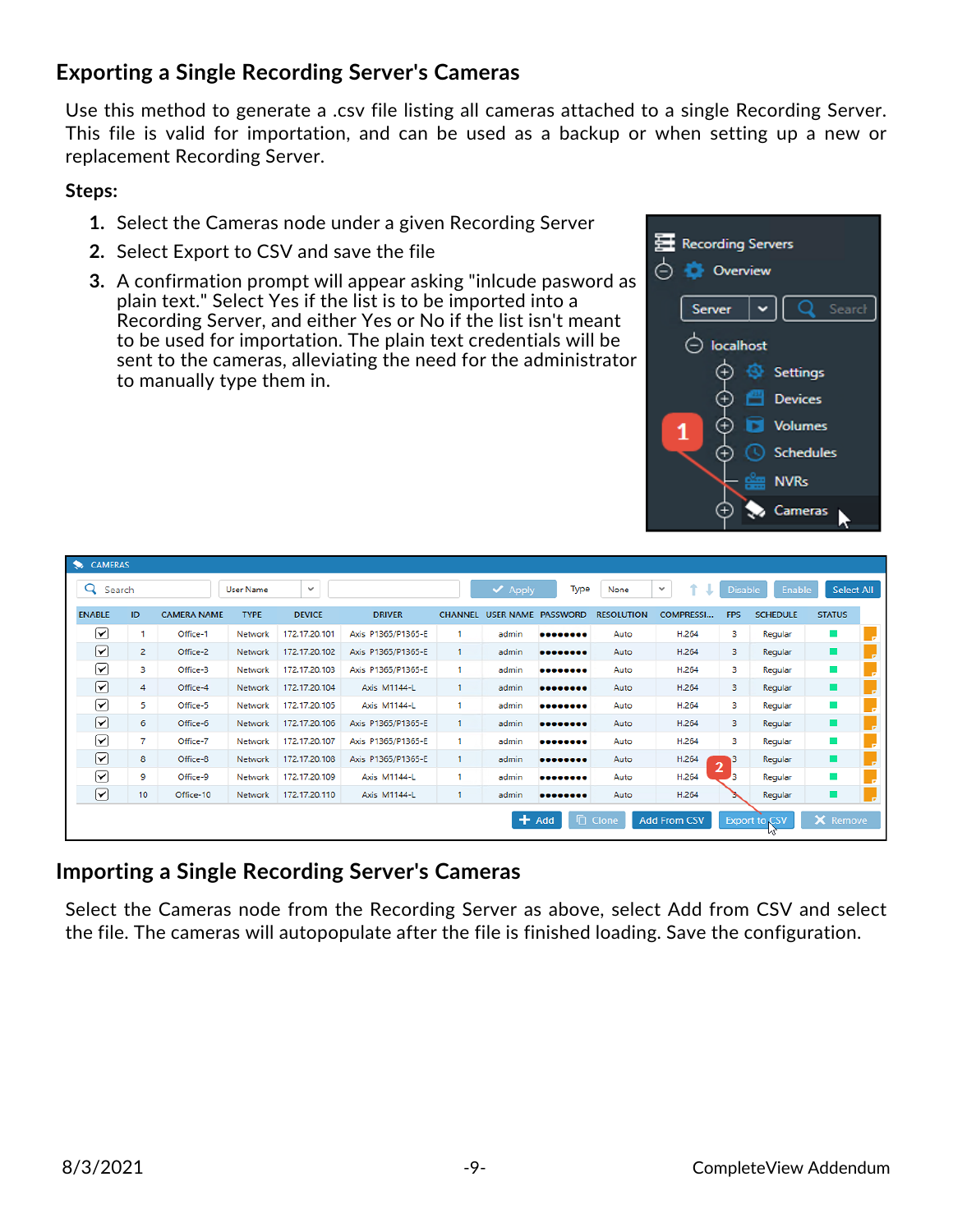## Exporting a Single Recording Server's Cameras

Use this method to generate a .csv file listing all cameras attached to a single Recording Server. This file is valid for importation, and can be used as a backup or when setting up a new or replacement Recording Server.

**Steps:**

1. Select the Cameras node under a given Recording Server
2. Select Export to CSV and save the file
3. A confirmation prompt will appear asking "inlcude pasword as plain text." Select Yes if the list is to be imported into a Recording Server, and either Yes or No if the list isn't meant to be used for importation. The plain text credentials will be sent to the cameras, alleviating the need for the administrator to manually type them in.

## Importing a Single Recording Server's Cameras

Select the Cameras node from the Recording Server as above, select Add from CSV and select the file. The cameras will autopopulate after the file is finished loading. Save the configuration.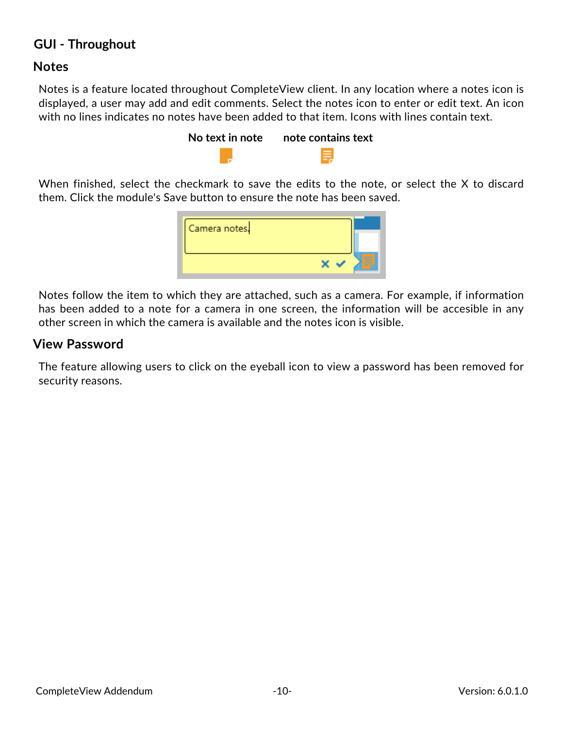# GUI - Throughout

## Notes

Notes is a feature located throughout CompleteView client. In any location where a notes icon is displayed, a user may add and edit comments. Select the notes icon to enter or edit text. An icon with no lines indicates no notes have been added to that item. Icons with lines contain text.

**No text in note** **note contains text**

When finished, select the checkmark to save the edits to the note, or select the X to discard them. Click the module's Save button to ensure the note has been saved.

Notes follow the item to which they are attached, such as a camera. For example, if information has been added to a note for a camera in one screen, the information will be accesible in any other screen in which the camera is available and the notes icon is visible.

## View Password

The feature allowing users to click on the eyeball icon to view a password has been removed for security reasons.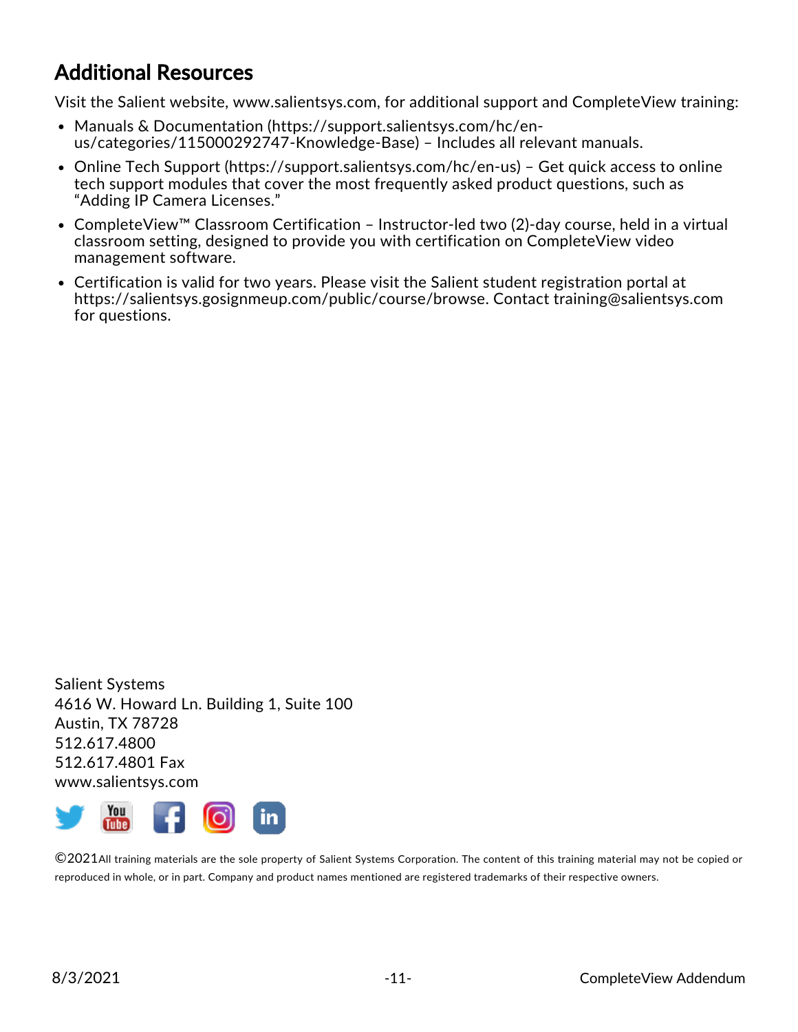## Additional Resources

Visit the Salient website, www.salientsys.com, for additional support and CompleteView training:

- Manuals & Documentation (https://support.salientsys.com/hc/en-us/categories/115000292747-Knowledge-Base) – Includes all relevant manuals.
- Online Tech Support (https://support.salientsys.com/hc/en-us) – Get quick access to online tech support modules that cover the most frequently asked product questions, such as "Adding IP Camera Licenses."
- CompleteView™ Classroom Certification – Instructor-led two (2)-day course, held in a virtual classroom setting, designed to provide you with certification on CompleteView video management software.
- Certification is valid for two years. Please visit the Salient student registration portal at https://salientsys.gosignmeup.com/public/course/browse. Contact training@salientsys.com for questions.

Salient Systems
4616 W. Howard Ln. Building 1, Suite 100
Austin, TX 78728
512.617.4800
512.617.4801 Fax
www.salientsys.com

©2021All training materials are the sole property of Salient Systems Corporation. The content of this training material may not be copied or reproduced in whole, or in part. Company and product names mentioned are registered trademarks of their respective owners.